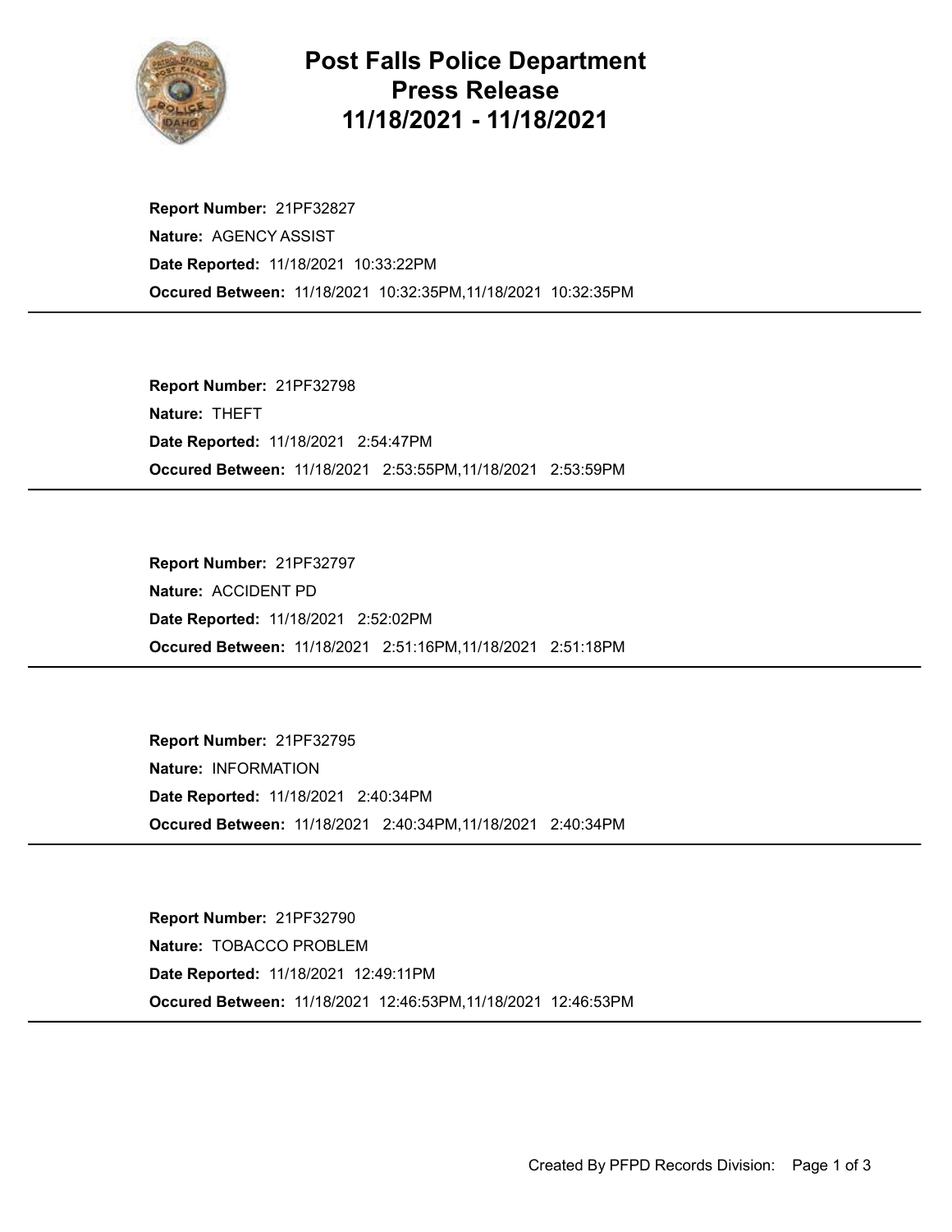# Post Falls Police Department
# Press Release
# 11/18/2021 - 11/18/2021

**Report Number:** 21PF32827
**Nature:** AGENCY ASSIST
**Date Reported:** 11/18/2021 10:33:22PM
**Occured Between:** 11/18/2021 10:32:35PM,11/18/2021 10:32:35PM

---

**Report Number:** 21PF32798
**Nature:** THEFT
**Date Reported:** 11/18/2021 2:54:47PM
**Occured Between:** 11/18/2021 2:53:55PM,11/18/2021 2:53:59PM

---

**Report Number:** 21PF32797
**Nature:** ACCIDENT PD
**Date Reported:** 11/18/2021 2:52:02PM
**Occured Between:** 11/18/2021 2:51:16PM,11/18/2021 2:51:18PM

---

**Report Number:** 21PF32795
**Nature:** INFORMATION
**Date Reported:** 11/18/2021 2:40:34PM
**Occured Between:** 11/18/2021 2:40:34PM,11/18/2021 2:40:34PM

---

**Report Number:** 21PF32790
**Nature:** TOBACCO PROBLEM
**Date Reported:** 11/18/2021 12:49:11PM
**Occured Between:** 11/18/2021 12:46:53PM,11/18/2021 12:46:53PM

---

Created By PFPD Records Division: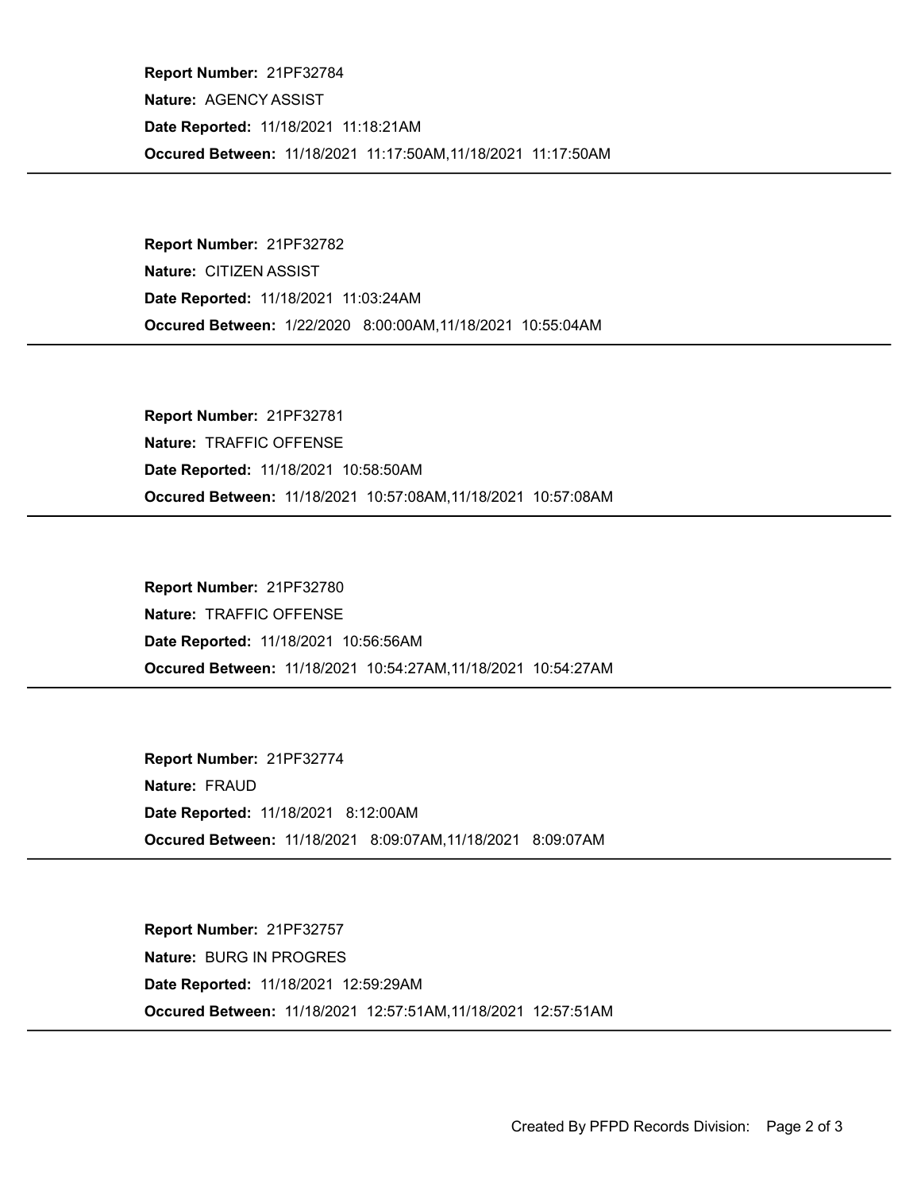**Report Number:** 21PF32784
**Nature:** AGENCY ASSIST
**Date Reported:** 11/18/2021 11:18:21AM
**Occured Between:** 11/18/2021 11:17:50AM,11/18/2021 11:17:50AM

---

**Report Number:** 21PF32782
**Nature:** CITIZEN ASSIST
**Date Reported:** 11/18/2021 11:03:24AM
**Occured Between:** 1/22/2020 8:00:00AM,11/18/2021 10:55:04AM

---

**Report Number:** 21PF32781
**Nature:** TRAFFIC OFFENSE
**Date Reported:** 11/18/2021 10:58:50AM
**Occured Between:** 11/18/2021 10:57:08AM,11/18/2021 10:57:08AM

---

**Report Number:** 21PF32780
**Nature:** TRAFFIC OFFENSE
**Date Reported:** 11/18/2021 10:56:56AM
**Occured Between:** 11/18/2021 10:54:27AM,11/18/2021 10:54:27AM

---

**Report Number:** 21PF32774
**Nature:** FRAUD
**Date Reported:** 11/18/2021 8:12:00AM
**Occured Between:** 11/18/2021 8:09:07AM,11/18/2021 8:09:07AM

---

**Report Number:** 21PF32757
**Nature:** BURG IN PROGRES
**Date Reported:** 11/18/2021 12:59:29AM
**Occured Between:** 11/18/2021 12:57:51AM,11/18/2021 12:57:51AM

---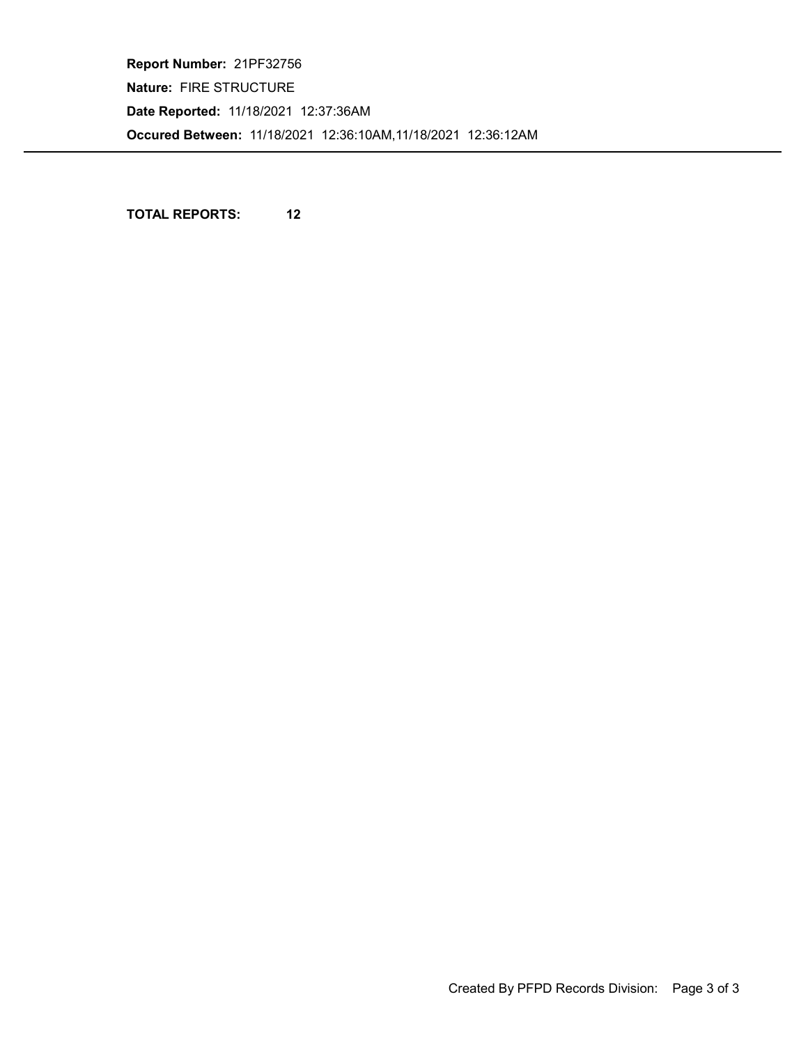**Report Number:** 21PF32756

**Nature:** FIRE STRUCTURE

**Date Reported:** 11/18/2021 12:37:36AM

**Occured Between:** 11/18/2021 12:36:10AM,11/18/2021 12:36:12AM

---

**TOTAL REPORTS:** **12**